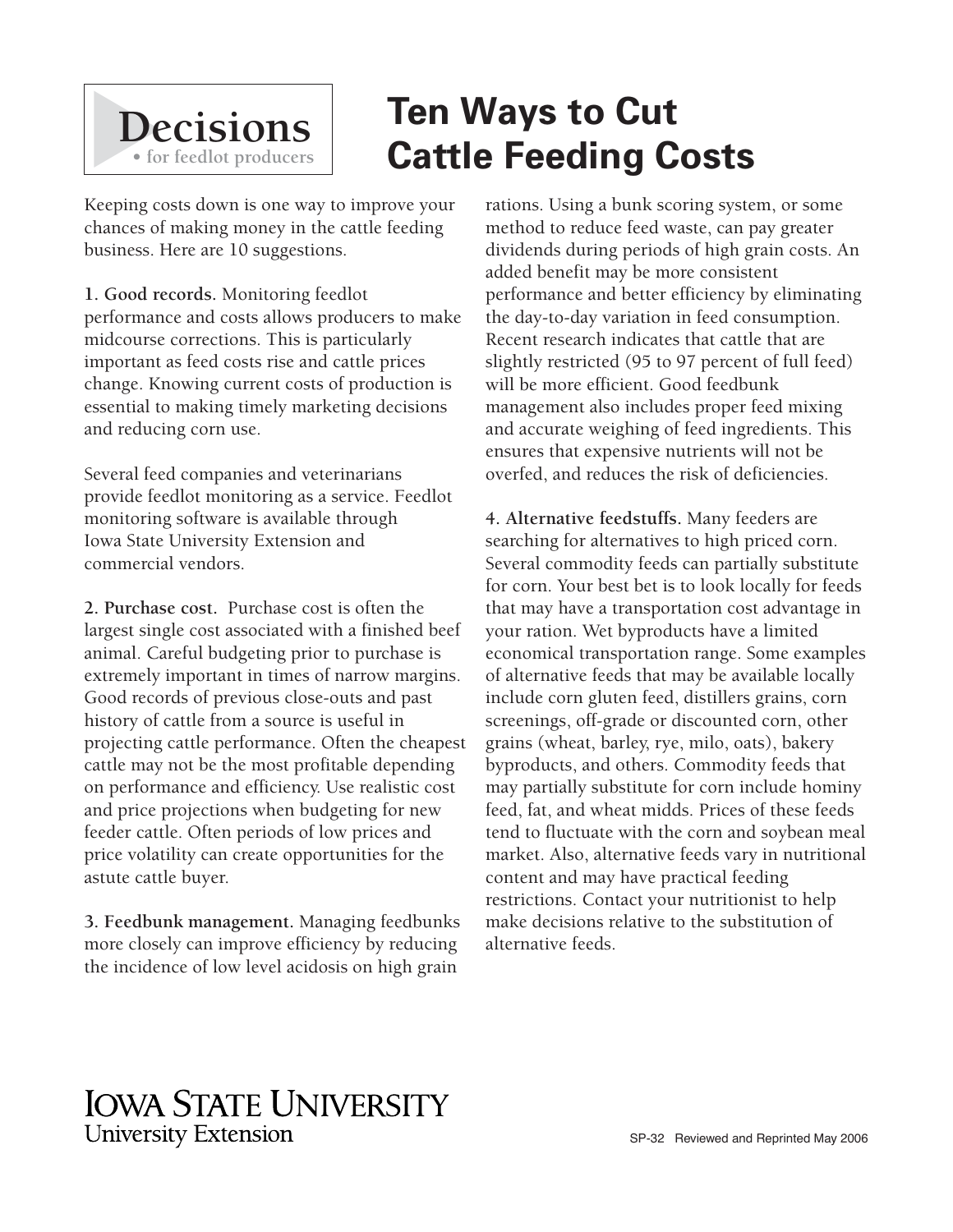Decisions
• for feedlot producers

# Ten Ways to Cut Cattle Feeding Costs

Keeping costs down is one way to improve your chances of making money in the cattle feeding business. Here are 10 suggestions.

**1. Good records.** Monitoring feedlot performance and costs allows producers to make midcourse corrections. This is particularly important as feed costs rise and cattle prices change. Knowing current costs of production is essential to making timely marketing decisions and reducing corn use.

Several feed companies and veterinarians provide feedlot monitoring as a service. Feedlot monitoring software is available through Iowa State University Extension and commercial vendors.

**2. Purchase cost.** Purchase cost is often the largest single cost associated with a finished beef animal. Careful budgeting prior to purchase is extremely important in times of narrow margins. Good records of previous close-outs and past history of cattle from a source is useful in projecting cattle performance. Often the cheapest cattle may not be the most profitable depending on performance and efficiency. Use realistic cost and price projections when budgeting for new feeder cattle. Often periods of low prices and price volatility can create opportunities for the astute cattle buyer.

**3. Feedbunk management.** Managing feedbunks more closely can improve efficiency by reducing the incidence of low level acidosis on high grain rations. Using a bunk scoring system, or some method to reduce feed waste, can pay greater dividends during periods of high grain costs. An added benefit may be more consistent performance and better efficiency by eliminating the day-to-day variation in feed consumption. Recent research indicates that cattle that are slightly restricted (95 to 97 percent of full feed) will be more efficient. Good feedbunk management also includes proper feed mixing and accurate weighing of feed ingredients. This ensures that expensive nutrients will not be overfed, and reduces the risk of deficiencies.

**4. Alternative feedstuffs.** Many feeders are searching for alternatives to high priced corn. Several commodity feeds can partially substitute for corn. Your best bet is to look locally for feeds that may have a transportation cost advantage in your ration. Wet byproducts have a limited economical transportation range. Some examples of alternative feeds that may be available locally include corn gluten feed, distillers grains, corn screenings, off-grade or discounted corn, other grains (wheat, barley, rye, milo, oats), bakery byproducts, and others. Commodity feeds that may partially substitute for corn include hominy feed, fat, and wheat midds. Prices of these feeds tend to fluctuate with the corn and soybean meal market. Also, alternative feeds vary in nutritional content and may have practical feeding restrictions. Contact your nutritionist to help make decisions relative to the substitution of alternative feeds.

IOWA STATE UNIVERSITY
University Extension

SP-32 Reviewed and Reprinted May 2006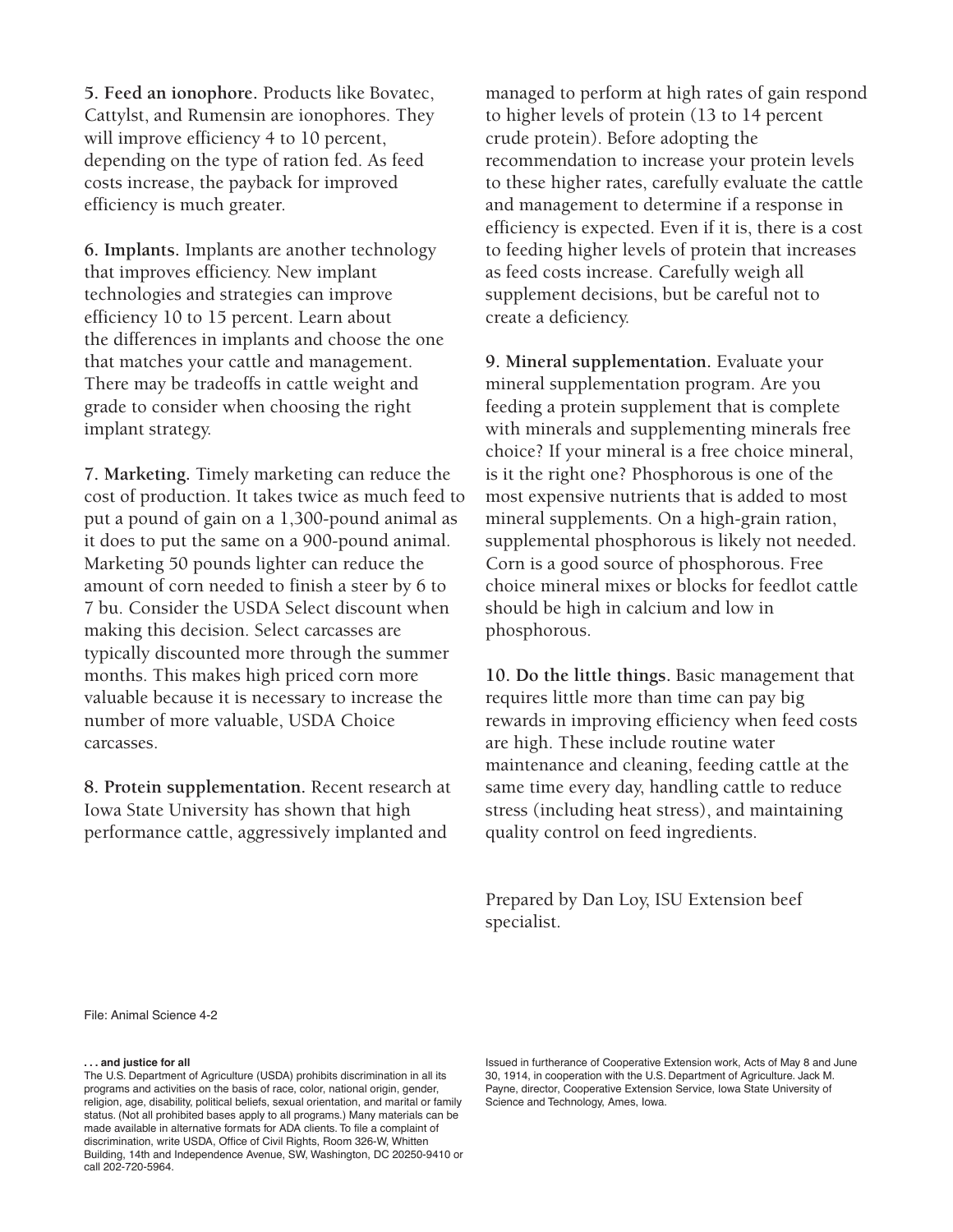**5. Feed an ionophore.** Products like Bovatec, Cattylst, and Rumensin are ionophores. They will improve efficiency 4 to 10 percent, depending on the type of ration fed. As feed costs increase, the payback for improved efficiency is much greater.

**6. Implants.** Implants are another technology that improves efficiency. New implant technologies and strategies can improve efficiency 10 to 15 percent. Learn about the differences in implants and choose the one that matches your cattle and management. There may be tradeoffs in cattle weight and grade to consider when choosing the right implant strategy.

**7. Marketing.** Timely marketing can reduce the cost of production. It takes twice as much feed to put a pound of gain on a 1,300-pound animal as it does to put the same on a 900-pound animal. Marketing 50 pounds lighter can reduce the amount of corn needed to finish a steer by 6 to 7 bu. Consider the USDA Select discount when making this decision. Select carcasses are typically discounted more through the summer months. This makes high priced corn more valuable because it is necessary to increase the number of more valuable, USDA Choice carcasses.

**8. Protein supplementation.** Recent research at Iowa State University has shown that high performance cattle, aggressively implanted and managed to perform at high rates of gain respond to higher levels of protein (13 to 14 percent crude protein). Before adopting the recommendation to increase your protein levels to these higher rates, carefully evaluate the cattle and management to determine if a response in efficiency is expected. Even if it is, there is a cost to feeding higher levels of protein that increases as feed costs increase. Carefully weigh all supplement decisions, but be careful not to create a deficiency.

**9. Mineral supplementation.** Evaluate your mineral supplementation program. Are you feeding a protein supplement that is complete with minerals and supplementing minerals free choice? If your mineral is a free choice mineral, is it the right one? Phosphorous is one of the most expensive nutrients that is added to most mineral supplements. On a high-grain ration, supplemental phosphorous is likely not needed. Corn is a good source of phosphorous. Free choice mineral mixes or blocks for feedlot cattle should be high in calcium and low in phosphorous.

**10. Do the little things.** Basic management that requires little more than time can pay big rewards in improving efficiency when feed costs are high. These include routine water maintenance and cleaning, feeding cattle at the same time every day, handling cattle to reduce stress (including heat stress), and maintaining quality control on feed ingredients.

Prepared by Dan Loy, ISU Extension beef specialist.

File: Animal Science 4-2

**. . . and justice for all**
The U.S. Department of Agriculture (USDA) prohibits discrimination in all its programs and activities on the basis of race, color, national origin, gender, religion, age, disability, political beliefs, sexual orientation, and marital or family status. (Not all prohibited bases apply to all programs.) Many materials can be made available in alternative formats for ADA clients. To file a complaint of discrimination, write USDA, Office of Civil Rights, Room 326-W, Whitten Building, 14th and Independence Avenue, SW, Washington, DC 20250-9410 or call 202-720-5964.

Issued in furtherance of Cooperative Extension work, Acts of May 8 and June 30, 1914, in cooperation with the U.S. Department of Agriculture. Jack M. Payne, director, Cooperative Extension Service, Iowa State University of Science and Technology, Ames, Iowa.